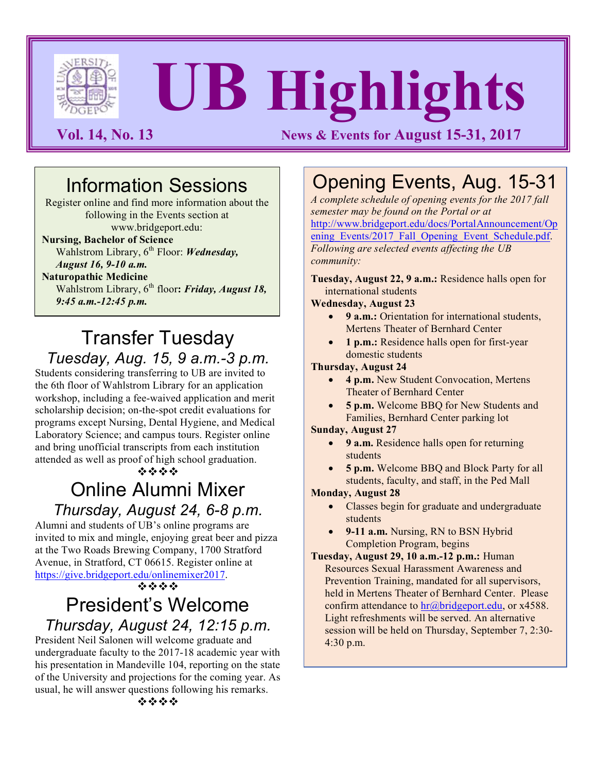# UB Highlights

**Vol. 14, No. 13** — **News & Events for August 15-31, 2017**

## Information Sessions

Register online and find more information about the following in the Events section at www.bridgeport.edu:

**Nursing, Bachelor of Science**
Wahlstrom Library, 6th Floor: ***Wednesday, August 16, 9-10 a.m.***

**Naturopathic Medicine**
Wahlstrom Library, 6th floor**:** ***Friday, August 18, 9:45 a.m.-12:45 p.m.***

## Transfer Tuesday

*Tuesday, Aug. 15, 9 a.m.-3 p.m.*

Students considering transferring to UB are invited to the 6th floor of Wahlstrom Library for an application workshop, including a fee-waived application and merit scholarship decision; on-the-spot credit evaluations for programs except Nursing, Dental Hygiene, and Medical Laboratory Science; and campus tours. Register online and bring unofficial transcripts from each institution attended as well as proof of high school graduation.

❖❖❖❖

## Online Alumni Mixer

*Thursday, August 24, 6-8 p.m.*

Alumni and students of UB's online programs are invited to mix and mingle, enjoying great beer and pizza at the Two Roads Brewing Company, 1700 Stratford Avenue, in Stratford, CT 06615. Register online at https://give.bridgeport.edu/onlinemixer2017.

❖❖❖❖

## President's Welcome

*Thursday, August 24, 12:15 p.m.*

President Neil Salonen will welcome graduate and undergraduate faculty to the 2017-18 academic year with his presentation in Mandeville 104, reporting on the state of the University and projections for the coming year. As usual, he will answer questions following his remarks.

❖❖❖❖

## Opening Events, Aug. 15-31

*A complete schedule of opening events for the 2017 fall semester may be found on the Portal or at* http://www.bridgeport.edu/docs/PortalAnnouncement/Opening_Events/2017_Fall_Opening_Event_Schedule.pdf. *Following are selected events affecting the UB community:*

**Tuesday, August 22, 9 a.m.:** Residence halls open for international students

**Wednesday, August 23**

- **9 a.m.:** Orientation for international students, Mertens Theater of Bernhard Center
- **1 p.m.:** Residence halls open for first-year domestic students

**Thursday, August 24**

- **4 p.m.** New Student Convocation, Mertens Theater of Bernhard Center
- **5 p.m.** Welcome BBQ for New Students and Families, Bernhard Center parking lot

**Sunday, August 27**

- **9 a.m.** Residence halls open for returning students
- **5 p.m.** Welcome BBQ and Block Party for all students, faculty, and staff, in the Ped Mall

**Monday, August 28**

- Classes begin for graduate and undergraduate students
- **9-11 a.m.** Nursing, RN to BSN Hybrid Completion Program, begins

**Tuesday, August 29, 10 a.m.-12 p.m.:** Human Resources Sexual Harassment Awareness and Prevention Training, mandated for all supervisors, held in Mertens Theater of Bernhard Center. Please confirm attendance to hr@bridgeport.edu, or x4588. Light refreshments will be served. An alternative session will be held on Thursday, September 7, 2:30-4:30 p.m.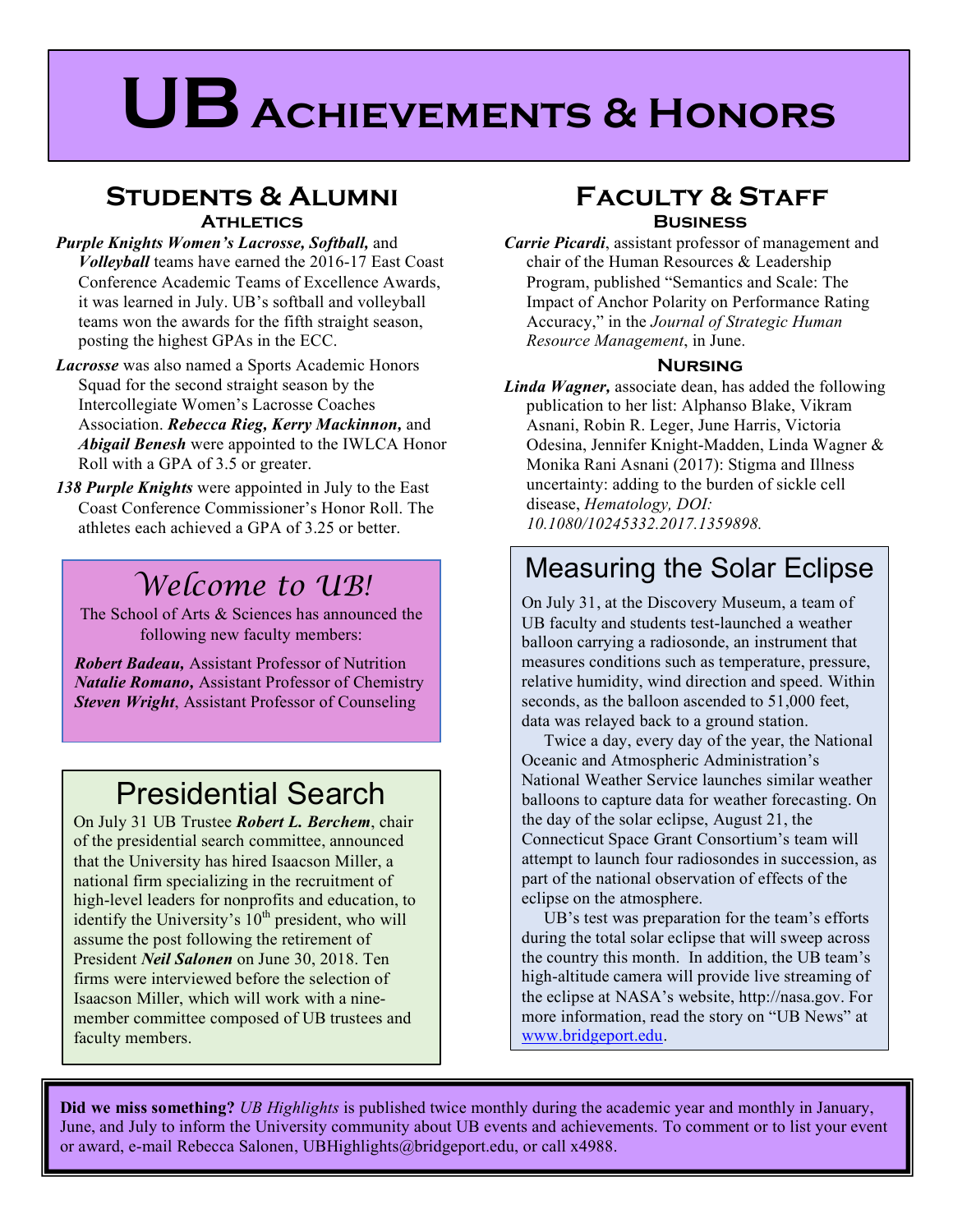# UB Achievements & Honors

## Students & Alumni

### Athletics

***Purple Knights Women's Lacrosse, Softball,*** and ***Volleyball*** teams have earned the 2016-17 East Coast Conference Academic Teams of Excellence Awards, it was learned in July. UB's softball and volleyball teams won the awards for the fifth straight season, posting the highest GPAs in the ECC.

***Lacrosse*** was also named a Sports Academic Honors Squad for the second straight season by the Intercollegiate Women's Lacrosse Coaches Association. ***Rebecca Rieg, Kerry Mackinnon,*** and ***Abigail Benesh*** were appointed to the IWLCA Honor Roll with a GPA of 3.5 or greater.

***138 Purple Knights*** were appointed in July to the East Coast Conference Commissioner's Honor Roll. The athletes each achieved a GPA of 3.25 or better.

## *Welcome to UB!*

The School of Arts & Sciences has announced the following new faculty members:

***Robert Badeau,*** Assistant Professor of Nutrition
***Natalie Romano,*** Assistant Professor of Chemistry
***Steven Wright***, Assistant Professor of Counseling

## Presidential Search

On July 31 UB Trustee ***Robert L. Berchem***, chair of the presidential search committee, announced that the University has hired Isaacson Miller, a national firm specializing in the recruitment of high-level leaders for nonprofits and education, to identify the University's 10th president, who will assume the post following the retirement of President ***Neil Salonen*** on June 30, 2018. Ten firms were interviewed before the selection of Isaacson Miller, which will work with a nine-member committee composed of UB trustees and faculty members.

## Faculty & Staff

### Business

***Carrie Picardi***, assistant professor of management and chair of the Human Resources & Leadership Program, published "Semantics and Scale: The Impact of Anchor Polarity on Performance Rating Accuracy," in the *Journal of Strategic Human Resource Management*, in June.

### Nursing

***Linda Wagner,*** associate dean, has added the following publication to her list: Alphanso Blake, Vikram Asnani, Robin R. Leger, June Harris, Victoria Odesina, Jennifer Knight-Madden, Linda Wagner & Monika Rani Asnani (2017): Stigma and Illness uncertainty: adding to the burden of sickle cell disease, *Hematology, DOI: 10.1080/10245332.2017.1359898.*

## Measuring the Solar Eclipse

On July 31, at the Discovery Museum, a team of UB faculty and students test-launched a weather balloon carrying a radiosonde, an instrument that measures conditions such as temperature, pressure, relative humidity, wind direction and speed. Within seconds, as the balloon ascended to 51,000 feet, data was relayed back to a ground station.

Twice a day, every day of the year, the National Oceanic and Atmospheric Administration's National Weather Service launches similar weather balloons to capture data for weather forecasting. On the day of the solar eclipse, August 21, the Connecticut Space Grant Consortium's team will attempt to launch four radiosondes in succession, as part of the national observation of effects of the eclipse on the atmosphere.

UB's test was preparation for the team's efforts during the total solar eclipse that will sweep across the country this month. In addition, the UB team's high-altitude camera will provide live streaming of the eclipse at NASA's website, http://nasa.gov. For more information, read the story on "UB News" at www.bridgeport.edu.

**Did we miss something?** *UB Highlights* is published twice monthly during the academic year and monthly in January, June, and July to inform the University community about UB events and achievements. To comment or to list your event or award, e-mail Rebecca Salonen, UBHighlights@bridgeport.edu, or call x4988.